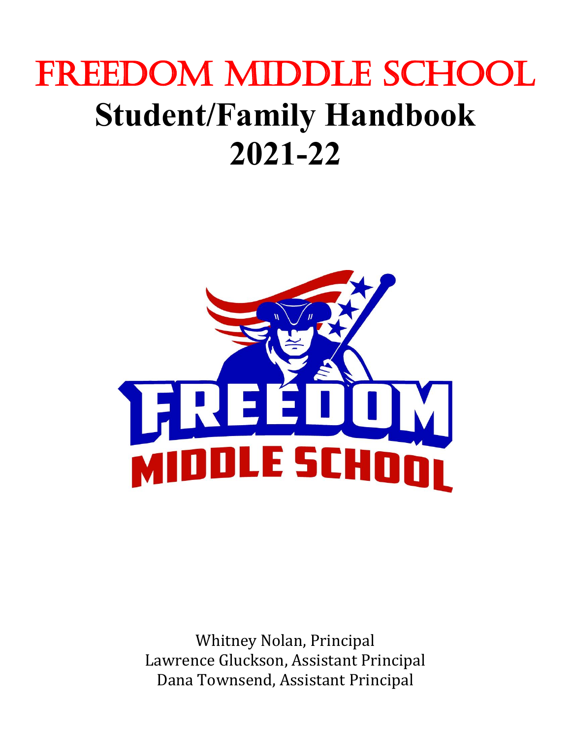# FREEDOM MIDDLE SCHOOL

# Student/Family Handbook 2021-22

Whitney Nolan, Principal
Lawrence Gluckson, Assistant Principal
Dana Townsend, Assistant Principal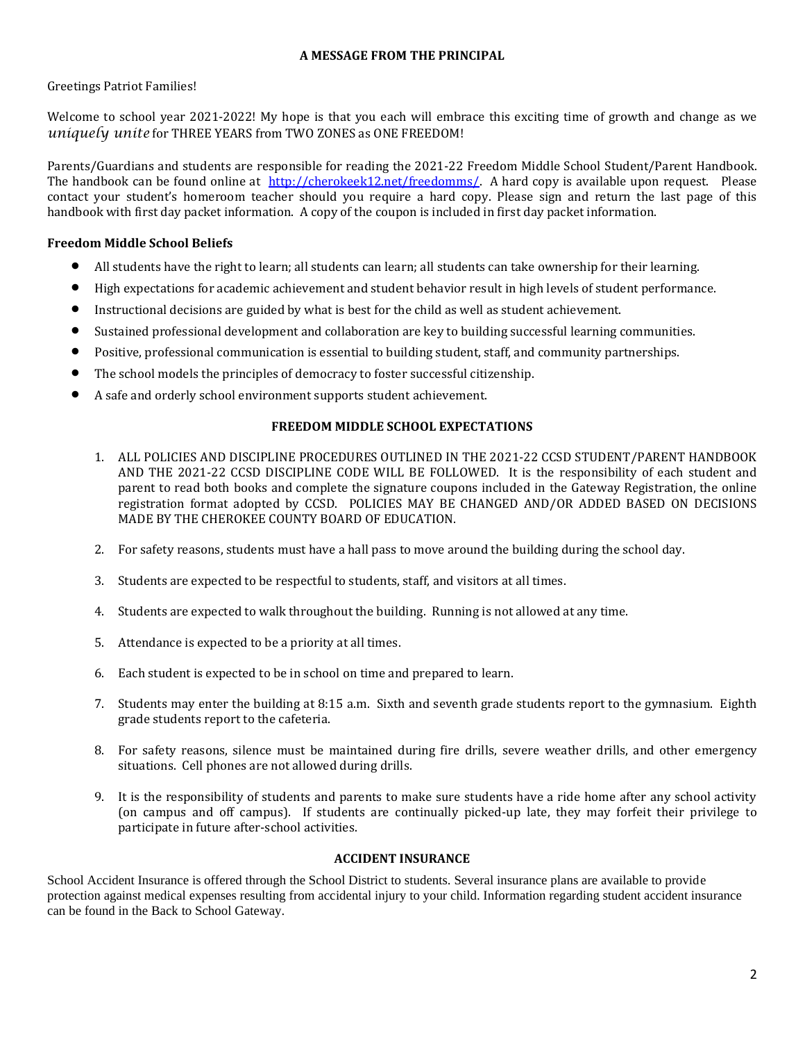## A MESSAGE FROM THE PRINCIPAL

Greetings Patriot Families!

Welcome to school year 2021-2022! My hope is that you each will embrace this exciting time of growth and change as we *uniquely unite* for THREE YEARS from TWO ZONES as ONE FREEDOM!

Parents/Guardians and students are responsible for reading the 2021-22 Freedom Middle School Student/Parent Handbook. The handbook can be found online at [http://cherokeek12.net/freedomms/](http://cherokeek12.net/freedomms/). A hard copy is available upon request. Please contact your student's homeroom teacher should you require a hard copy. Please sign and return the last page of this handbook with first day packet information. A copy of the coupon is included in first day packet information.

### Freedom Middle School Beliefs

- All students have the right to learn; all students can learn; all students can take ownership for their learning.
- High expectations for academic achievement and student behavior result in high levels of student performance.
- Instructional decisions are guided by what is best for the child as well as student achievement.
- Sustained professional development and collaboration are key to building successful learning communities.
- Positive, professional communication is essential to building student, staff, and community partnerships.
- The school models the principles of democracy to foster successful citizenship.
- A safe and orderly school environment supports student achievement.

## FREEDOM MIDDLE SCHOOL EXPECTATIONS

1. ALL POLICIES AND DISCIPLINE PROCEDURES OUTLINED IN THE 2021-22 CCSD STUDENT/PARENT HANDBOOK AND THE 2021-22 CCSD DISCIPLINE CODE WILL BE FOLLOWED. It is the responsibility of each student and parent to read both books and complete the signature coupons included in the Gateway Registration, the online registration format adopted by CCSD. POLICIES MAY BE CHANGED AND/OR ADDED BASED ON DECISIONS MADE BY THE CHEROKEE COUNTY BOARD OF EDUCATION.
2. For safety reasons, students must have a hall pass to move around the building during the school day.
3. Students are expected to be respectful to students, staff, and visitors at all times.
4. Students are expected to walk throughout the building. Running is not allowed at any time.
5. Attendance is expected to be a priority at all times.
6. Each student is expected to be in school on time and prepared to learn.
7. Students may enter the building at 8:15 a.m. Sixth and seventh grade students report to the gymnasium. Eighth grade students report to the cafeteria.
8. For safety reasons, silence must be maintained during fire drills, severe weather drills, and other emergency situations. Cell phones are not allowed during drills.
9. It is the responsibility of students and parents to make sure students have a ride home after any school activity (on campus and off campus). If students are continually picked-up late, they may forfeit their privilege to participate in future after-school activities.

## ACCIDENT INSURANCE

School Accident Insurance is offered through the School District to students. Several insurance plans are available to provide protection against medical expenses resulting from accidental injury to your child. Information regarding student accident insurance can be found in the Back to School Gateway.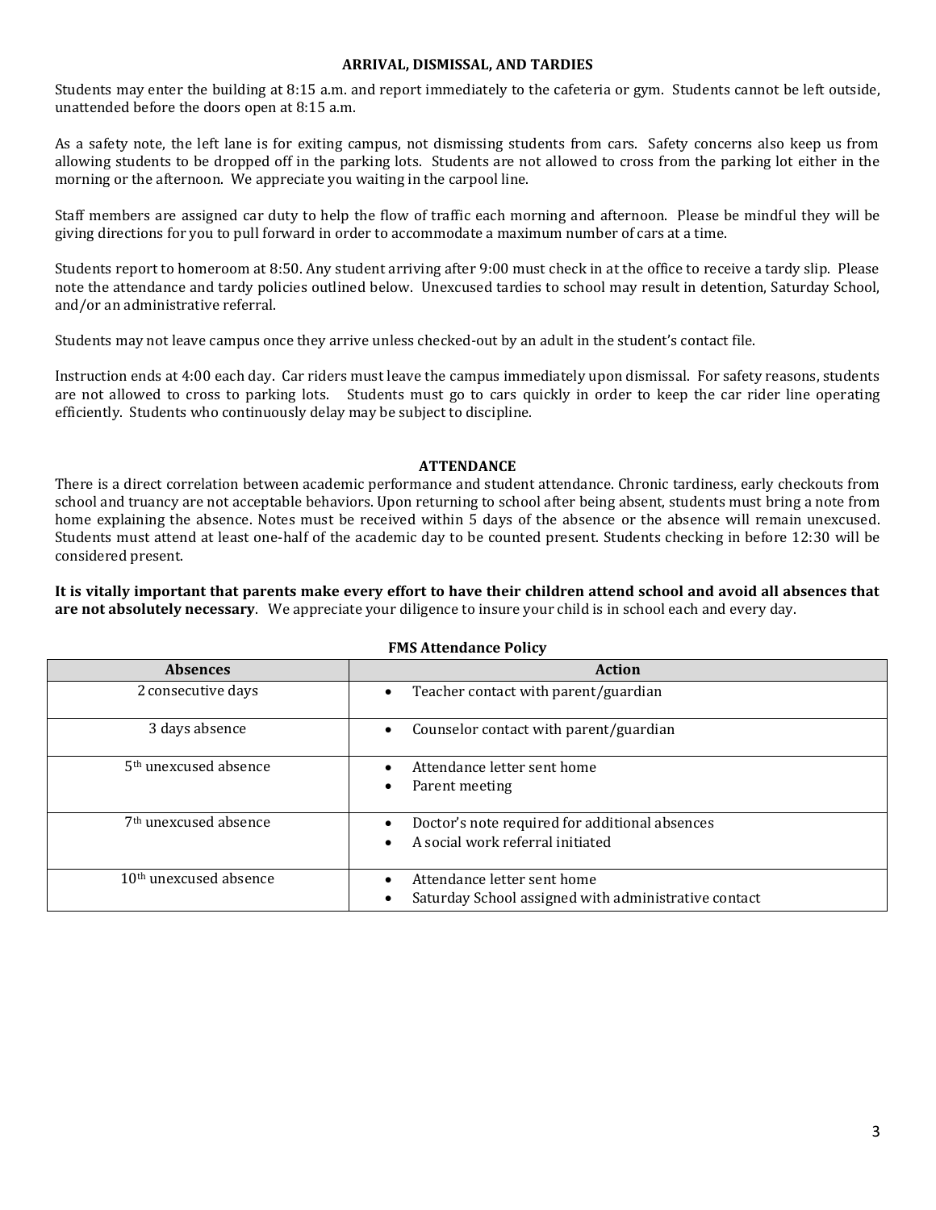## ARRIVAL, DISMISSAL, AND TARDIES

Students may enter the building at 8:15 a.m. and report immediately to the cafeteria or gym. Students cannot be left outside, unattended before the doors open at 8:15 a.m.

As a safety note, the left lane is for exiting campus, not dismissing students from cars. Safety concerns also keep us from allowing students to be dropped off in the parking lots. Students are not allowed to cross from the parking lot either in the morning or the afternoon. We appreciate you waiting in the carpool line.

Staff members are assigned car duty to help the flow of traffic each morning and afternoon. Please be mindful they will be giving directions for you to pull forward in order to accommodate a maximum number of cars at a time.

Students report to homeroom at 8:50. Any student arriving after 9:00 must check in at the office to receive a tardy slip. Please note the attendance and tardy policies outlined below. Unexcused tardies to school may result in detention, Saturday School, and/or an administrative referral.

Students may not leave campus once they arrive unless checked-out by an adult in the student's contact file.

Instruction ends at 4:00 each day. Car riders must leave the campus immediately upon dismissal. For safety reasons, students are not allowed to cross to parking lots. Students must go to cars quickly in order to keep the car rider line operating efficiently. Students who continuously delay may be subject to discipline.

## ATTENDANCE

There is a direct correlation between academic performance and student attendance. Chronic tardiness, early checkouts from school and truancy are not acceptable behaviors. Upon returning to school after being absent, students must bring a note from home explaining the absence. Notes must be received within 5 days of the absence or the absence will remain unexcused. Students must attend at least one-half of the academic day to be counted present. Students checking in before 12:30 will be considered present.

**It is vitally important that parents make every effort to have their children attend school and avoid all absences that are not absolutely necessary**. We appreciate your diligence to insure your child is in school each and every day.

**FMS Attendance Policy**

| Absences | Action |
|---|---|
| 2 consecutive days | • Teacher contact with parent/guardian |
| 3 days absence | • Counselor contact with parent/guardian |
| 5th unexcused absence | • Attendance letter sent home<br>• Parent meeting |
| 7th unexcused absence | • Doctor's note required for additional absences<br>• A social work referral initiated |
| 10th unexcused absence | • Attendance letter sent home<br>• Saturday School assigned with administrative contact |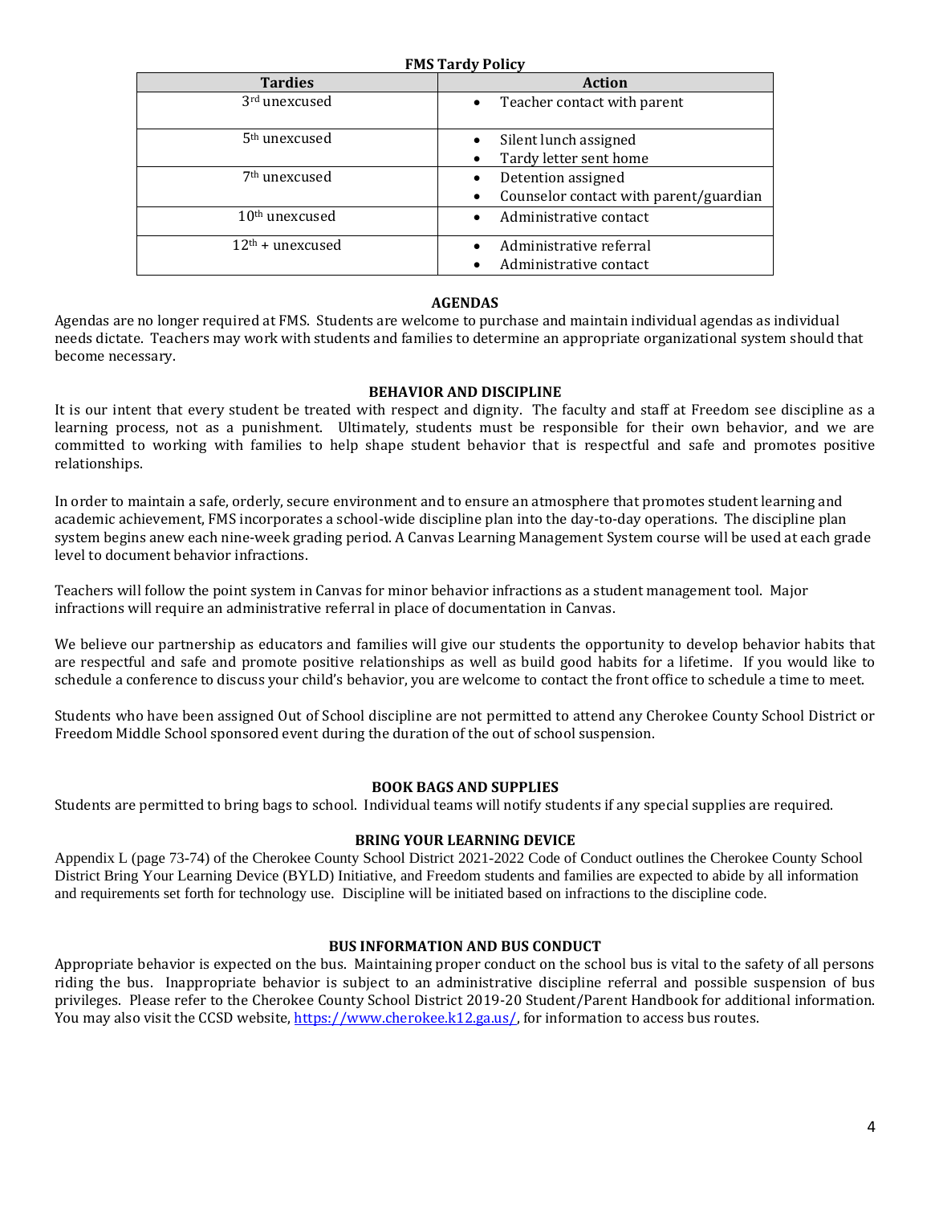**FMS Tardy Policy**

| Tardies | Action |
| --- | --- |
| 3rd unexcused | • Teacher contact with parent |
| 5th unexcused | • Silent lunch assigned<br>• Tardy letter sent home |
| 7th unexcused | • Detention assigned<br>• Counselor contact with parent/guardian |
| 10th unexcused | • Administrative contact |
| 12th + unexcused | • Administrative referral<br>• Administrative contact |

### AGENDAS

Agendas are no longer required at FMS. Students are welcome to purchase and maintain individual agendas as individual needs dictate. Teachers may work with students and families to determine an appropriate organizational system should that become necessary.

### BEHAVIOR AND DISCIPLINE

It is our intent that every student be treated with respect and dignity. The faculty and staff at Freedom see discipline as a learning process, not as a punishment. Ultimately, students must be responsible for their own behavior, and we are committed to working with families to help shape student behavior that is respectful and safe and promotes positive relationships.

In order to maintain a safe, orderly, secure environment and to ensure an atmosphere that promotes student learning and academic achievement, FMS incorporates a school-wide discipline plan into the day-to-day operations. The discipline plan system begins anew each nine-week grading period. A Canvas Learning Management System course will be used at each grade level to document behavior infractions.

Teachers will follow the point system in Canvas for minor behavior infractions as a student management tool. Major infractions will require an administrative referral in place of documentation in Canvas.

We believe our partnership as educators and families will give our students the opportunity to develop behavior habits that are respectful and safe and promote positive relationships as well as build good habits for a lifetime. If you would like to schedule a conference to discuss your child's behavior, you are welcome to contact the front office to schedule a time to meet.

Students who have been assigned Out of School discipline are not permitted to attend any Cherokee County School District or Freedom Middle School sponsored event during the duration of the out of school suspension.

### BOOK BAGS AND SUPPLIES

Students are permitted to bring bags to school. Individual teams will notify students if any special supplies are required.

### BRING YOUR LEARNING DEVICE

Appendix L (page 73-74) of the Cherokee County School District 2021-2022 Code of Conduct outlines the Cherokee County School District Bring Your Learning Device (BYLD) Initiative, and Freedom students and families are expected to abide by all information and requirements set forth for technology use. Discipline will be initiated based on infractions to the discipline code.

### BUS INFORMATION AND BUS CONDUCT

Appropriate behavior is expected on the bus. Maintaining proper conduct on the school bus is vital to the safety of all persons riding the bus. Inappropriate behavior is subject to an administrative discipline referral and possible suspension of bus privileges. Please refer to the Cherokee County School District 2019-20 Student/Parent Handbook for additional information. You may also visit the CCSD website, [https://www.cherokee.k12.ga.us/](https://www.cherokee.k12.ga.us/), for information to access bus routes.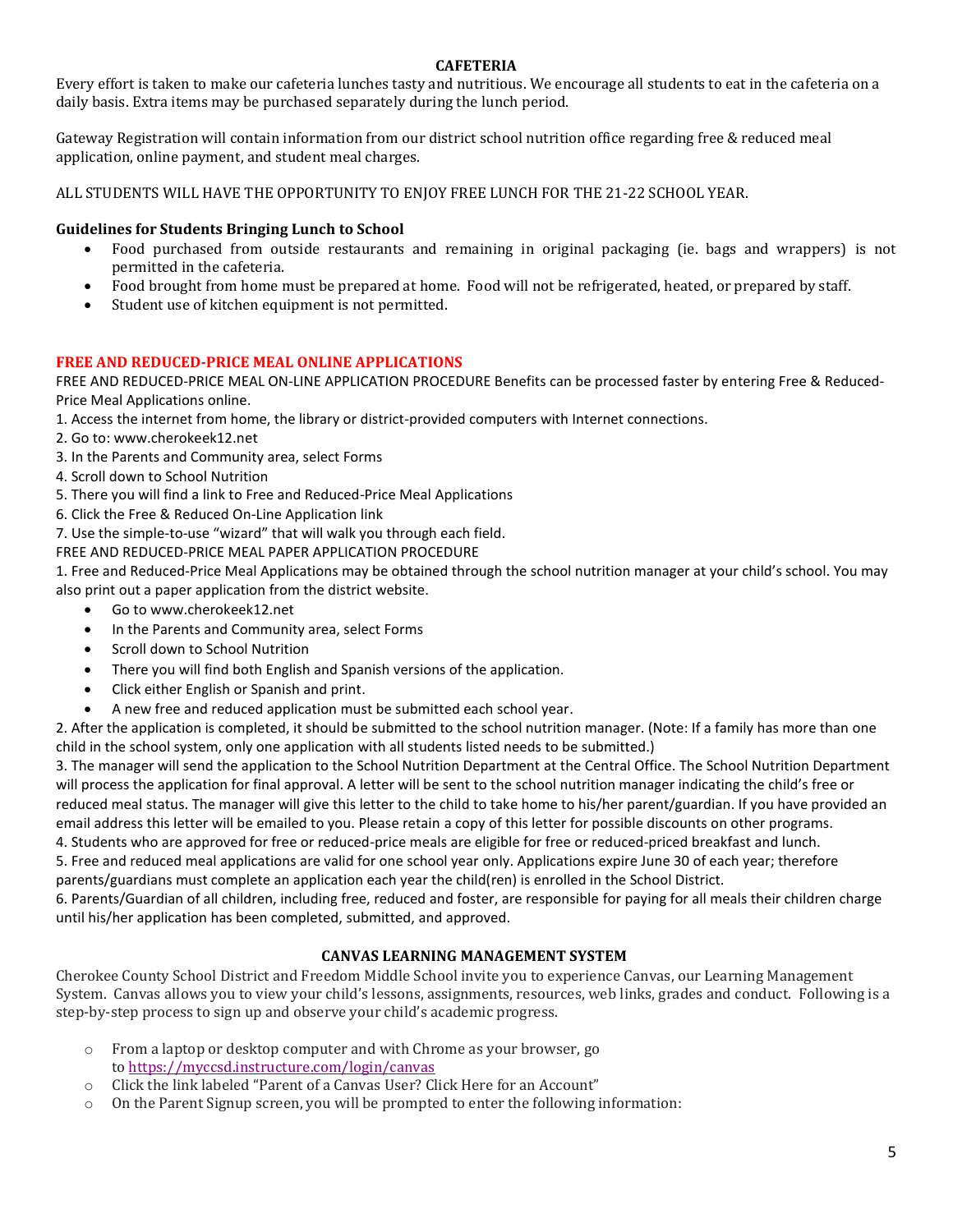## CAFETERIA

Every effort is taken to make our cafeteria lunches tasty and nutritious. We encourage all students to eat in the cafeteria on a daily basis. Extra items may be purchased separately during the lunch period.

Gateway Registration will contain information from our district school nutrition office regarding free & reduced meal application, online payment, and student meal charges.

ALL STUDENTS WILL HAVE THE OPPORTUNITY TO ENJOY FREE LUNCH FOR THE 21-22 SCHOOL YEAR.

### Guidelines for Students Bringing Lunch to School

- Food purchased from outside restaurants and remaining in original packaging (ie. bags and wrappers) is not permitted in the cafeteria.
- Food brought from home must be prepared at home. Food will not be refrigerated, heated, or prepared by staff.
- Student use of kitchen equipment is not permitted.

## FREE AND REDUCED-PRICE MEAL ONLINE APPLICATIONS

FREE AND REDUCED-PRICE MEAL ON-LINE APPLICATION PROCEDURE Benefits can be processed faster by entering Free & Reduced-Price Meal Applications online.

1. Access the internet from home, the library or district-provided computers with Internet connections.
2. Go to: www.cherokeek12.net
3. In the Parents and Community area, select Forms
4. Scroll down to School Nutrition
5. There you will find a link to Free and Reduced-Price Meal Applications
6. Click the Free & Reduced On-Line Application link
7. Use the simple-to-use "wizard" that will walk you through each field.

FREE AND REDUCED-PRICE MEAL PAPER APPLICATION PROCEDURE

1. Free and Reduced-Price Meal Applications may be obtained through the school nutrition manager at your child's school. You may also print out a paper application from the district website.
    - Go to www.cherokeek12.net
    - In the Parents and Community area, select Forms
    - Scroll down to School Nutrition
    - There you will find both English and Spanish versions of the application.
    - Click either English or Spanish and print.
    - A new free and reduced application must be submitted each school year.
2. After the application is completed, it should be submitted to the school nutrition manager. (Note: If a family has more than one child in the school system, only one application with all students listed needs to be submitted.)
3. The manager will send the application to the School Nutrition Department at the Central Office. The School Nutrition Department will process the application for final approval. A letter will be sent to the school nutrition manager indicating the child's free or reduced meal status. The manager will give this letter to the child to take home to his/her parent/guardian. If you have provided an email address this letter will be emailed to you. Please retain a copy of this letter for possible discounts on other programs.
4. Students who are approved for free or reduced-price meals are eligible for free or reduced-priced breakfast and lunch.
5. Free and reduced meal applications are valid for one school year only. Applications expire June 30 of each year; therefore parents/guardians must complete an application each year the child(ren) is enrolled in the School District.
6. Parents/Guardian of all children, including free, reduced and foster, are responsible for paying for all meals their children charge until his/her application has been completed, submitted, and approved.

## CANVAS LEARNING MANAGEMENT SYSTEM

Cherokee County School District and Freedom Middle School invite you to experience Canvas, our Learning Management System. Canvas allows you to view your child's lessons, assignments, resources, web links, grades and conduct. Following is a step-by-step process to sign up and observe your child's academic progress.

- From a laptop or desktop computer and with Chrome as your browser, go to https://myccsd.instructure.com/login/canvas
- Click the link labeled "Parent of a Canvas User? Click Here for an Account"
- On the Parent Signup screen, you will be prompted to enter the following information: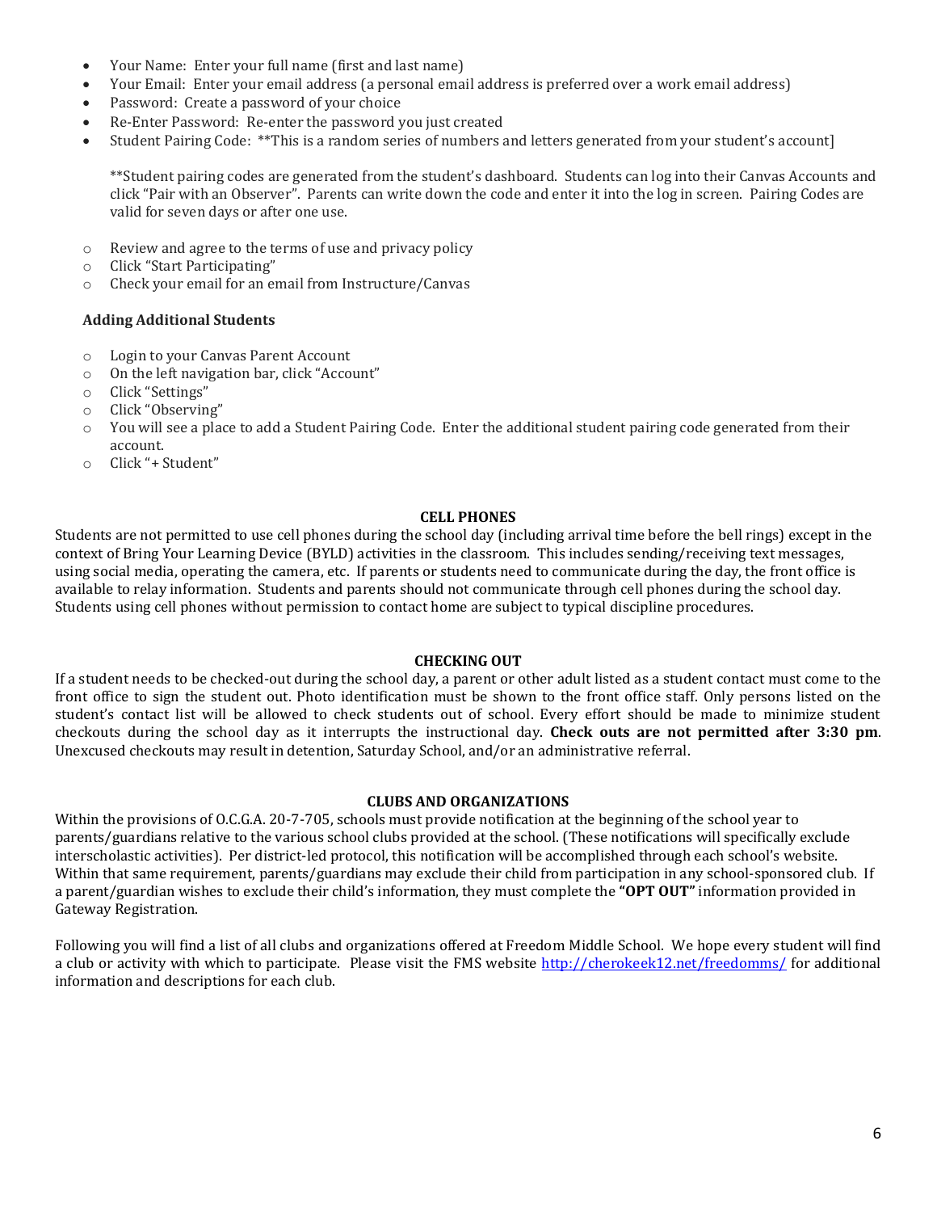- Your Name: Enter your full name (first and last name)
- Your Email: Enter your email address (a personal email address is preferred over a work email address)
- Password: Create a password of your choice
- Re-Enter Password: Re-enter the password you just created
- Student Pairing Code: **This is a random series of numbers and letters generated from your student's account]

  **Student pairing codes are generated from the student's dashboard. Students can log into their Canvas Accounts and click "Pair with an Observer". Parents can write down the code and enter it into the log in screen. Pairing Codes are valid for seven days or after one use.

- Review and agree to the terms of use and privacy policy
- Click "Start Participating"
- Check your email for an email from Instructure/Canvas

### Adding Additional Students

- Login to your Canvas Parent Account
- On the left navigation bar, click "Account"
- Click "Settings"
- Click "Observing"
- You will see a place to add a Student Pairing Code. Enter the additional student pairing code generated from their account.
- Click "+ Student"

## CELL PHONES

Students are not permitted to use cell phones during the school day (including arrival time before the bell rings) except in the context of Bring Your Learning Device (BYLD) activities in the classroom. This includes sending/receiving text messages, using social media, operating the camera, etc. If parents or students need to communicate during the day, the front office is available to relay information. Students and parents should not communicate through cell phones during the school day. Students using cell phones without permission to contact home are subject to typical discipline procedures.

## CHECKING OUT

If a student needs to be checked-out during the school day, a parent or other adult listed as a student contact must come to the front office to sign the student out. Photo identification must be shown to the front office staff. Only persons listed on the student's contact list will be allowed to check students out of school. Every effort should be made to minimize student checkouts during the school day as it interrupts the instructional day. **Check outs are not permitted after 3:30 pm**. Unexcused checkouts may result in detention, Saturday School, and/or an administrative referral.

## CLUBS AND ORGANIZATIONS

Within the provisions of O.C.G.A. 20-7-705, schools must provide notification at the beginning of the school year to parents/guardians relative to the various school clubs provided at the school. (These notifications will specifically exclude interscholastic activities). Per district-led protocol, this notification will be accomplished through each school's website. Within that same requirement, parents/guardians may exclude their child from participation in any school-sponsored club. If a parent/guardian wishes to exclude their child's information, they must complete the **"OPT OUT"** information provided in Gateway Registration.

Following you will find a list of all clubs and organizations offered at Freedom Middle School. We hope every student will find a club or activity with which to participate. Please visit the FMS website http://cherokeek12.net/freedomms/ for additional information and descriptions for each club.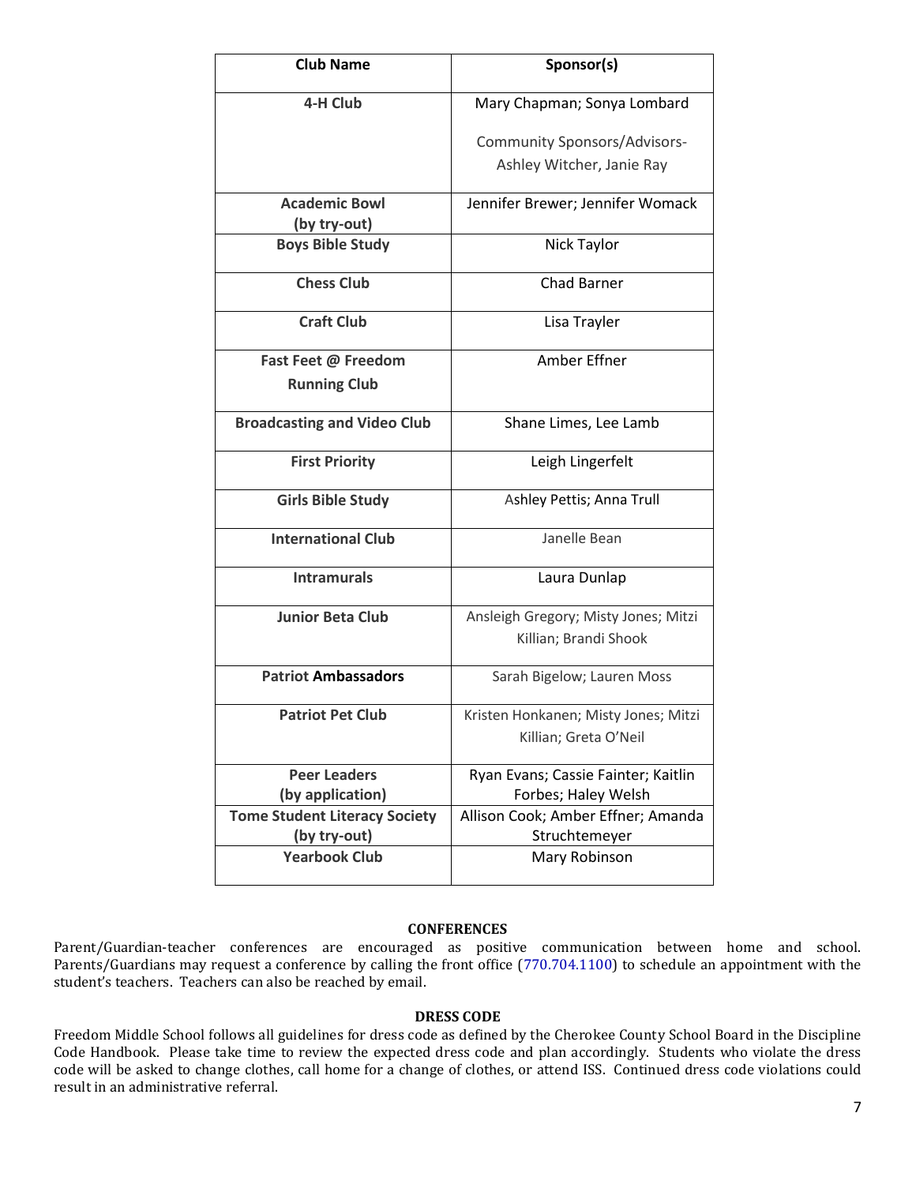| Club Name | Sponsor(s) |
|---|---|
| **4-H Club** | Mary Chapman; Sonya Lombard<br><br>Community Sponsors/Advisors-Ashley Witcher, Janie Ray |
| **Academic Bowl (by try-out)** | Jennifer Brewer; Jennifer Womack |
| **Boys Bible Study** | Nick Taylor |
| **Chess Club** | Chad Barner |
| **Craft Club** | Lisa Trayler |
| **Fast Feet @ Freedom Running Club** | Amber Effner |
| **Broadcasting and Video Club** | Shane Limes, Lee Lamb |
| **First Priority** | Leigh Lingerfelt |
| **Girls Bible Study** | Ashley Pettis; Anna Trull |
| **International Club** | Janelle Bean |
| **Intramurals** | Laura Dunlap |
| **Junior Beta Club** | Ansleigh Gregory; Misty Jones; Mitzi Killian; Brandi Shook |
| **Patriot Ambassadors** | Sarah Bigelow; Lauren Moss |
| **Patriot Pet Club** | Kristen Honkanen; Misty Jones; Mitzi Killian; Greta O'Neil |
| **Peer Leaders (by application)** | Ryan Evans; Cassie Fainter; Kaitlin Forbes; Haley Welsh |
| **Tome Student Literacy Society (by try-out)** | Allison Cook; Amber Effner; Amanda Struchtemeyer |
| **Yearbook Club** | Mary Robinson |

## CONFERENCES

Parent/Guardian-teacher conferences are encouraged as positive communication between home and school. Parents/Guardians may request a conference by calling the front office (770.704.1100) to schedule an appointment with the student's teachers. Teachers can also be reached by email.

## DRESS CODE

Freedom Middle School follows all guidelines for dress code as defined by the Cherokee County School Board in the Discipline Code Handbook. Please take time to review the expected dress code and plan accordingly. Students who violate the dress code will be asked to change clothes, call home for a change of clothes, or attend ISS. Continued dress code violations could result in an administrative referral.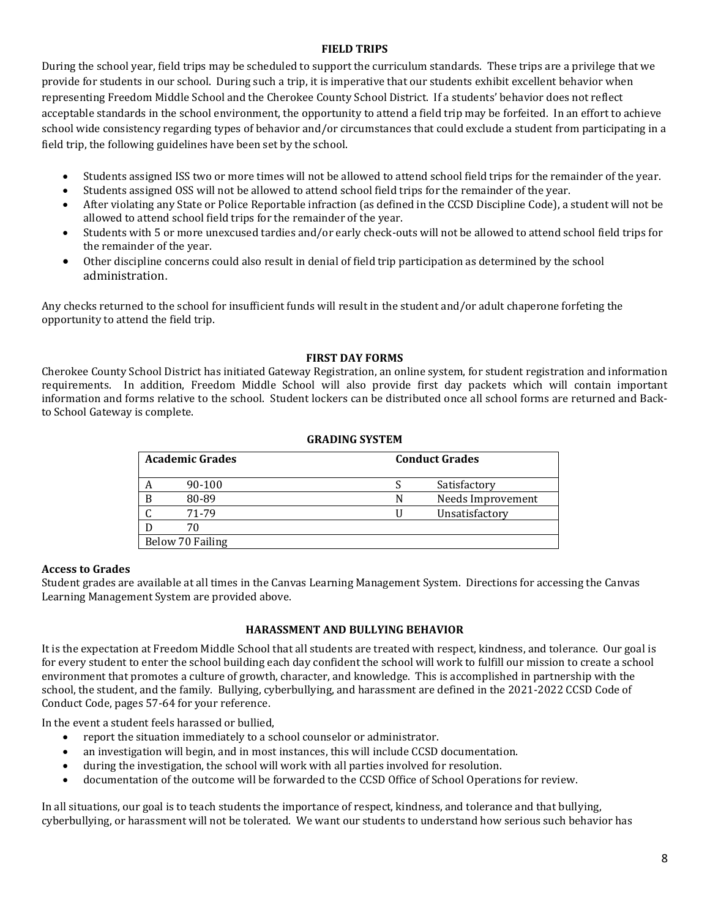## FIELD TRIPS

During the school year, field trips may be scheduled to support the curriculum standards. These trips are a privilege that we provide for students in our school. During such a trip, it is imperative that our students exhibit excellent behavior when representing Freedom Middle School and the Cherokee County School District. If a students' behavior does not reflect acceptable standards in the school environment, the opportunity to attend a field trip may be forfeited. In an effort to achieve school wide consistency regarding types of behavior and/or circumstances that could exclude a student from participating in a field trip, the following guidelines have been set by the school.

- Students assigned ISS two or more times will not be allowed to attend school field trips for the remainder of the year.
- Students assigned OSS will not be allowed to attend school field trips for the remainder of the year.
- After violating any State or Police Reportable infraction (as defined in the CCSD Discipline Code), a student will not be allowed to attend school field trips for the remainder of the year.
- Students with 5 or more unexcused tardies and/or early check-outs will not be allowed to attend school field trips for the remainder of the year.
- Other discipline concerns could also result in denial of field trip participation as determined by the school administration.

Any checks returned to the school for insufficient funds will result in the student and/or adult chaperone forfeting the opportunity to attend the field trip.

## FIRST DAY FORMS

Cherokee County School District has initiated Gateway Registration, an online system, for student registration and information requirements. In addition, Freedom Middle School will also provide first day packets which will contain important information and forms relative to the school. Student lockers can be distributed once all school forms are returned and Back-to School Gateway is complete.

## GRADING SYSTEM

| Academic Grades | | Conduct Grades | |
|---|---|---|---|
| A | 90-100 | S | Satisfactory |
| B | 80-89 | N | Needs Improvement |
| C | 71-79 | U | Unsatisfactory |
| D | 70 | | |
| Below 70 Failing | | | |

**Access to Grades**

Student grades are available at all times in the Canvas Learning Management System. Directions for accessing the Canvas Learning Management System are provided above.

## HARASSMENT AND BULLYING BEHAVIOR

It is the expectation at Freedom Middle School that all students are treated with respect, kindness, and tolerance. Our goal is for every student to enter the school building each day confident the school will work to fulfill our mission to create a school environment that promotes a culture of growth, character, and knowledge. This is accomplished in partnership with the school, the student, and the family. Bullying, cyberbullying, and harassment are defined in the 2021-2022 CCSD Code of Conduct Code, pages 57-64 for your reference.

In the event a student feels harassed or bullied,

- report the situation immediately to a school counselor or administrator.
- an investigation will begin, and in most instances, this will include CCSD documentation.
- during the investigation, the school will work with all parties involved for resolution.
- documentation of the outcome will be forwarded to the CCSD Office of School Operations for review.

In all situations, our goal is to teach students the importance of respect, kindness, and tolerance and that bullying, cyberbullying, or harassment will not be tolerated. We want our students to understand how serious such behavior has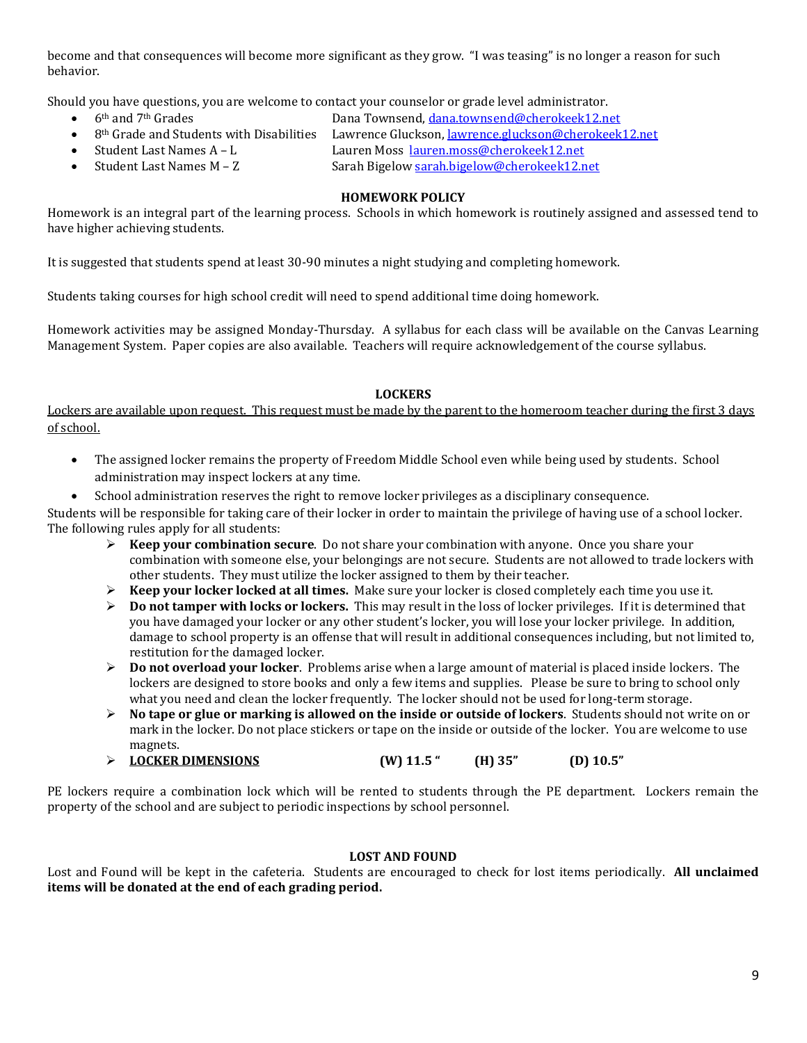become and that consequences will become more significant as they grow. "I was teasing" is no longer a reason for such behavior.

Should you have questions, you are welcome to contact your counselor or grade level administrator.

- 6th and 7th Grades — Dana Townsend, dana.townsend@cherokeek12.net
- 8th Grade and Students with Disabilities — Lawrence Gluckson, lawrence.gluckson@cherokeek12.net
- Student Last Names A – L — Lauren Moss lauren.moss@cherokeek12.net
- Student Last Names M – Z — Sarah Bigelow sarah.bigelow@cherokeek12.net

## HOMEWORK POLICY

Homework is an integral part of the learning process. Schools in which homework is routinely assigned and assessed tend to have higher achieving students.

It is suggested that students spend at least 30-90 minutes a night studying and completing homework.

Students taking courses for high school credit will need to spend additional time doing homework.

Homework activities may be assigned Monday-Thursday. A syllabus for each class will be available on the Canvas Learning Management System. Paper copies are also available. Teachers will require acknowledgement of the course syllabus.

## LOCKERS

<u>Lockers are available upon request. This request must be made by the parent to the homeroom teacher during the first 3 days of school.</u>

- The assigned locker remains the property of Freedom Middle School even while being used by students. School administration may inspect lockers at any time.
- School administration reserves the right to remove locker privileges as a disciplinary consequence.

Students will be responsible for taking care of their locker in order to maintain the privilege of having use of a school locker. The following rules apply for all students:

- **Keep your combination secure**. Do not share your combination with anyone. Once you share your combination with someone else, your belongings are not secure. Students are not allowed to trade lockers with other students. They must utilize the locker assigned to them by their teacher.
- **Keep your locker locked at all times.** Make sure your locker is closed completely each time you use it.
- **Do not tamper with locks or lockers.** This may result in the loss of locker privileges. If it is determined that you have damaged your locker or any other student's locker, you will lose your locker privilege. In addition, damage to school property is an offense that will result in additional consequences including, but not limited to, restitution for the damaged locker.
- **Do not overload your locker**. Problems arise when a large amount of material is placed inside lockers. The lockers are designed to store books and only a few items and supplies. Please be sure to bring to school only what you need and clean the locker frequently. The locker should not be used for long-term storage.
- **No tape or glue or marking is allowed on the inside or outside of lockers**. Students should not write on or mark in the locker. Do not place stickers or tape on the inside or outside of the locker. You are welcome to use magnets.
- **<u>LOCKER DIMENSIONS</u>** **(W) 11.5 "** **(H) 35"** **(D) 10.5"**

PE lockers require a combination lock which will be rented to students through the PE department. Lockers remain the property of the school and are subject to periodic inspections by school personnel.

## LOST AND FOUND

Lost and Found will be kept in the cafeteria. Students are encouraged to check for lost items periodically. **All unclaimed items will be donated at the end of each grading period.**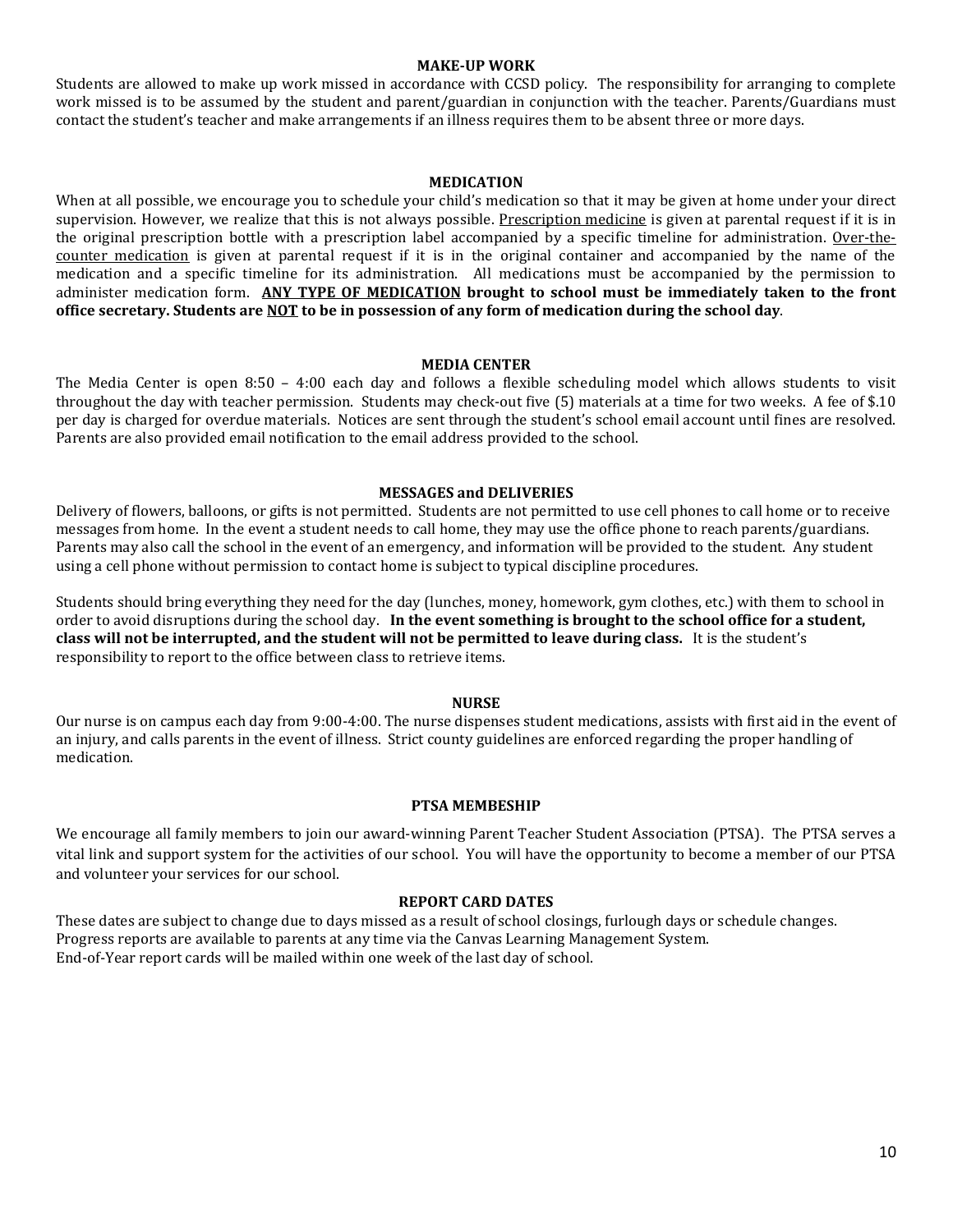## MAKE-UP WORK

Students are allowed to make up work missed in accordance with CCSD policy. The responsibility for arranging to complete work missed is to be assumed by the student and parent/guardian in conjunction with the teacher. Parents/Guardians must contact the student's teacher and make arrangements if an illness requires them to be absent three or more days.

## MEDICATION

When at all possible, we encourage you to schedule your child's medication so that it may be given at home under your direct supervision. However, we realize that this is not always possible. Prescription medicine is given at parental request if it is in the original prescription bottle with a prescription label accompanied by a specific timeline for administration. Over-the-counter medication is given at parental request if it is in the original container and accompanied by the name of the medication and a specific timeline for its administration. All medications must be accompanied by the permission to administer medication form. **ANY TYPE OF MEDICATION brought to school must be immediately taken to the front office secretary. Students are NOT to be in possession of any form of medication during the school day**.

## MEDIA CENTER

The Media Center is open 8:50 – 4:00 each day and follows a flexible scheduling model which allows students to visit throughout the day with teacher permission. Students may check-out five (5) materials at a time for two weeks. A fee of $.10 per day is charged for overdue materials. Notices are sent through the student's school email account until fines are resolved. Parents are also provided email notification to the email address provided to the school.

## MESSAGES and DELIVERIES

Delivery of flowers, balloons, or gifts is not permitted. Students are not permitted to use cell phones to call home or to receive messages from home. In the event a student needs to call home, they may use the office phone to reach parents/guardians. Parents may also call the school in the event of an emergency, and information will be provided to the student. Any student using a cell phone without permission to contact home is subject to typical discipline procedures.

Students should bring everything they need for the day (lunches, money, homework, gym clothes, etc.) with them to school in order to avoid disruptions during the school day. **In the event something is brought to the school office for a student, class will not be interrupted, and the student will not be permitted to leave during class.** It is the student's responsibility to report to the office between class to retrieve items.

## NURSE

Our nurse is on campus each day from 9:00-4:00. The nurse dispenses student medications, assists with first aid in the event of an injury, and calls parents in the event of illness. Strict county guidelines are enforced regarding the proper handling of medication.

## PTSA MEMBESHIP

We encourage all family members to join our award-winning Parent Teacher Student Association (PTSA). The PTSA serves a vital link and support system for the activities of our school. You will have the opportunity to become a member of our PTSA and volunteer your services for our school.

## REPORT CARD DATES

These dates are subject to change due to days missed as a result of school closings, furlough days or schedule changes.
Progress reports are available to parents at any time via the Canvas Learning Management System.
End-of-Year report cards will be mailed within one week of the last day of school.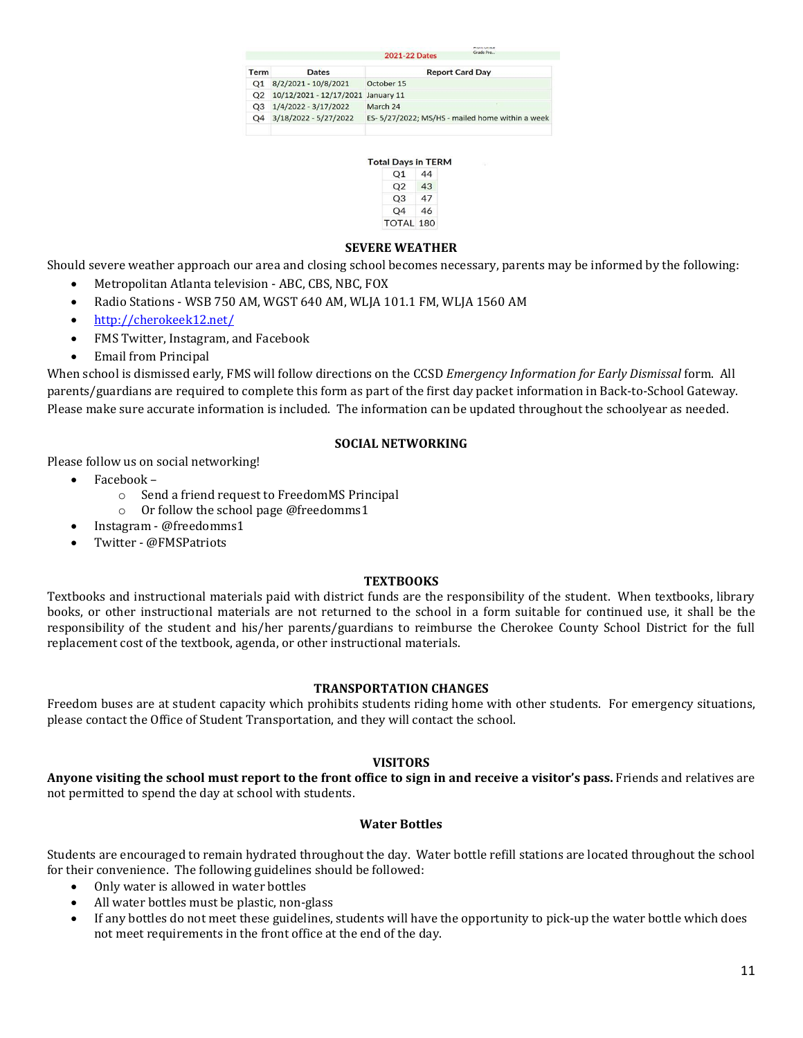**2021-22 Dates**

| Term | Dates | Report Card Day |
|---|---|---|
| Q1 | 8/2/2021 - 10/8/2021 | October 15 |
| Q2 | 10/12/2021 - 12/17/2021 | January 11 |
| Q3 | 1/4/2022 - 3/17/2022 | March 24 |
| Q4 | 3/18/2022 - 5/27/2022 | ES- 5/27/2022; MS/HS - mailed home within a week |

**Total Days in TERM**

| | |
|---|---|
| Q1 | 44 |
| Q2 | 43 |
| Q3 | 47 |
| Q4 | 46 |
| TOTAL | 180 |

### SEVERE WEATHER

Should severe weather approach our area and closing school becomes necessary, parents may be informed by the following:

- Metropolitan Atlanta television - ABC, CBS, NBC, FOX
- Radio Stations - WSB 750 AM, WGST 640 AM, WLJA 101.1 FM, WLJA 1560 AM
- http://cherokeek12.net/
- FMS Twitter, Instagram, and Facebook
- Email from Principal

When school is dismissed early, FMS will follow directions on the CCSD *Emergency Information for Early Dismissal* form. All parents/guardians are required to complete this form as part of the first day packet information in Back-to-School Gateway. Please make sure accurate information is included. The information can be updated throughout the schoolyear as needed.

### SOCIAL NETWORKING

Please follow us on social networking!

- Facebook –
  - Send a friend request to FreedomMS Principal
  - Or follow the school page @freedomms1
- Instagram - @freedomms1
- Twitter - @FMSPatriots

### TEXTBOOKS

Textbooks and instructional materials paid with district funds are the responsibility of the student. When textbooks, library books, or other instructional materials are not returned to the school in a form suitable for continued use, it shall be the responsibility of the student and his/her parents/guardians to reimburse the Cherokee County School District for the full replacement cost of the textbook, agenda, or other instructional materials.

### TRANSPORTATION CHANGES

Freedom buses are at student capacity which prohibits students riding home with other students. For emergency situations, please contact the Office of Student Transportation, and they will contact the school.

### VISITORS

**Anyone visiting the school must report to the front office to sign in and receive a visitor's pass.** Friends and relatives are not permitted to spend the day at school with students.

### Water Bottles

Students are encouraged to remain hydrated throughout the day. Water bottle refill stations are located throughout the school for their convenience. The following guidelines should be followed:

- Only water is allowed in water bottles
- All water bottles must be plastic, non-glass
- If any bottles do not meet these guidelines, students will have the opportunity to pick-up the water bottle which does not meet requirements in the front office at the end of the day.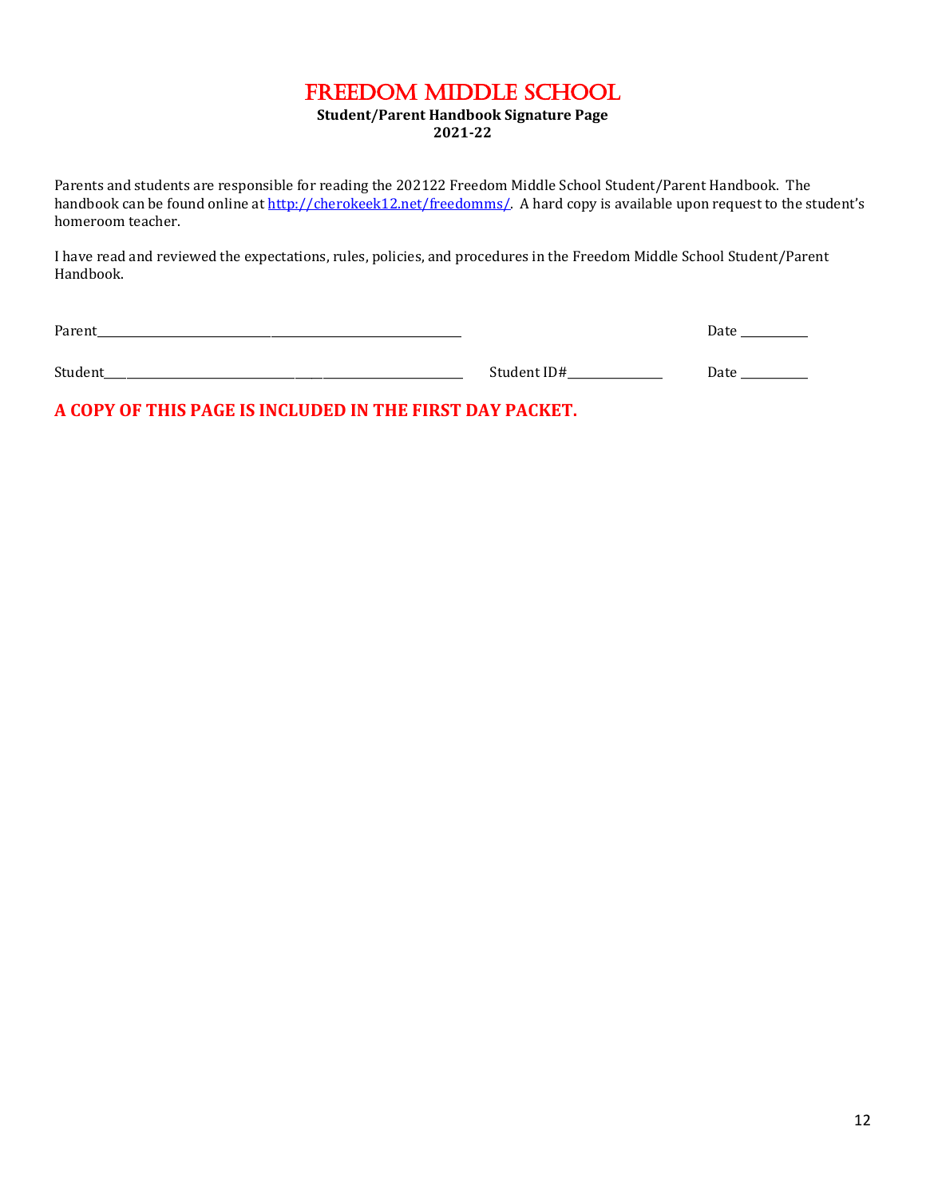# Freedom Middle School

**Student/Parent Handbook Signature Page**
**2021-22**

Parents and students are responsible for reading the 202122 Freedom Middle School Student/Parent Handbook. The handbook can be found online at [http://cherokeek12.net/freedomms/](http://cherokeek12.net/freedomms/). A hard copy is available upon request to the student's homeroom teacher.

I have read and reviewed the expectations, rules, policies, and procedures in the Freedom Middle School Student/Parent Handbook.

Parent_______________________________________________ Date __________

Student_______________________________________________ Student ID#______________ Date __________

**A COPY OF THIS PAGE IS INCLUDED IN THE FIRST DAY PACKET.**